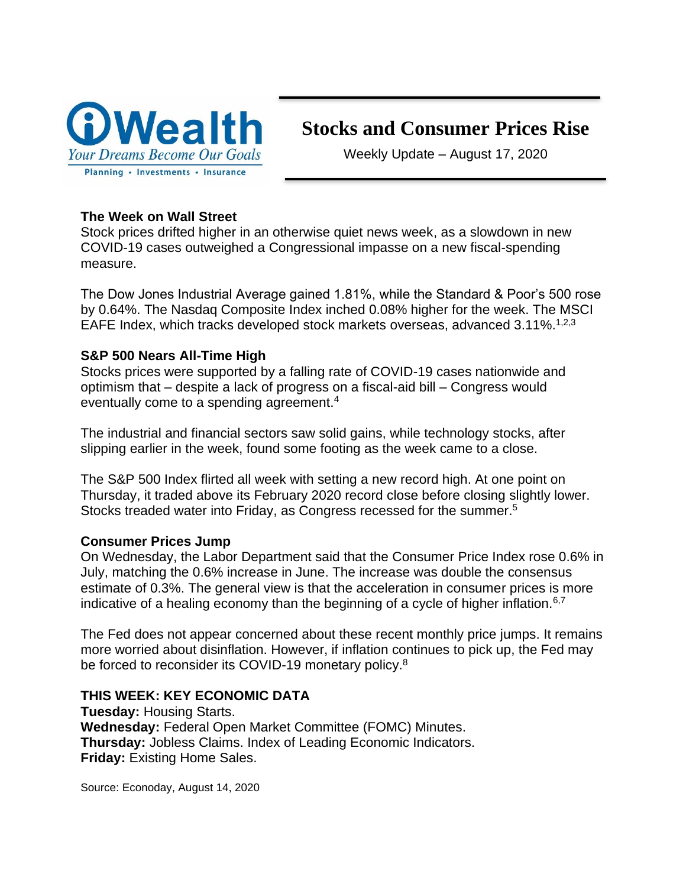iWealth
*Your Dreams Become Our Goals*
Planning • Investments • Insurance

# Stocks and Consumer Prices Rise

Weekly Update – August 17, 2020

**The Week on Wall Street**

Stock prices drifted higher in an otherwise quiet news week, as a slowdown in new COVID-19 cases outweighed a Congressional impasse on a new fiscal-spending measure.

The Dow Jones Industrial Average gained 1.81%, while the Standard & Poor's 500 rose by 0.64%. The Nasdaq Composite Index inched 0.08% higher for the week. The MSCI EAFE Index, which tracks developed stock markets overseas, advanced 3.11%.[1,2,3]

**S&P 500 Nears All-Time High**

Stocks prices were supported by a falling rate of COVID-19 cases nationwide and optimism that – despite a lack of progress on a fiscal-aid bill – Congress would eventually come to a spending agreement.[4]

The industrial and financial sectors saw solid gains, while technology stocks, after slipping earlier in the week, found some footing as the week came to a close.

The S&P 500 Index flirted all week with setting a new record high. At one point on Thursday, it traded above its February 2020 record close before closing slightly lower. Stocks treaded water into Friday, as Congress recessed for the summer.[5]

**Consumer Prices Jump**

On Wednesday, the Labor Department said that the Consumer Price Index rose 0.6% in July, matching the 0.6% increase in June. The increase was double the consensus estimate of 0.3%. The general view is that the acceleration in consumer prices is more indicative of a healing economy than the beginning of a cycle of higher inflation.[6,7]

The Fed does not appear concerned about these recent monthly price jumps. It remains more worried about disinflation. However, if inflation continues to pick up, the Fed may be forced to reconsider its COVID-19 monetary policy.[8]

**THIS WEEK: KEY ECONOMIC DATA**

**Tuesday:** Housing Starts.
**Wednesday:** Federal Open Market Committee (FOMC) Minutes.
**Thursday:** Jobless Claims. Index of Leading Economic Indicators.
**Friday:** Existing Home Sales.

Source: Econoday, August 14, 2020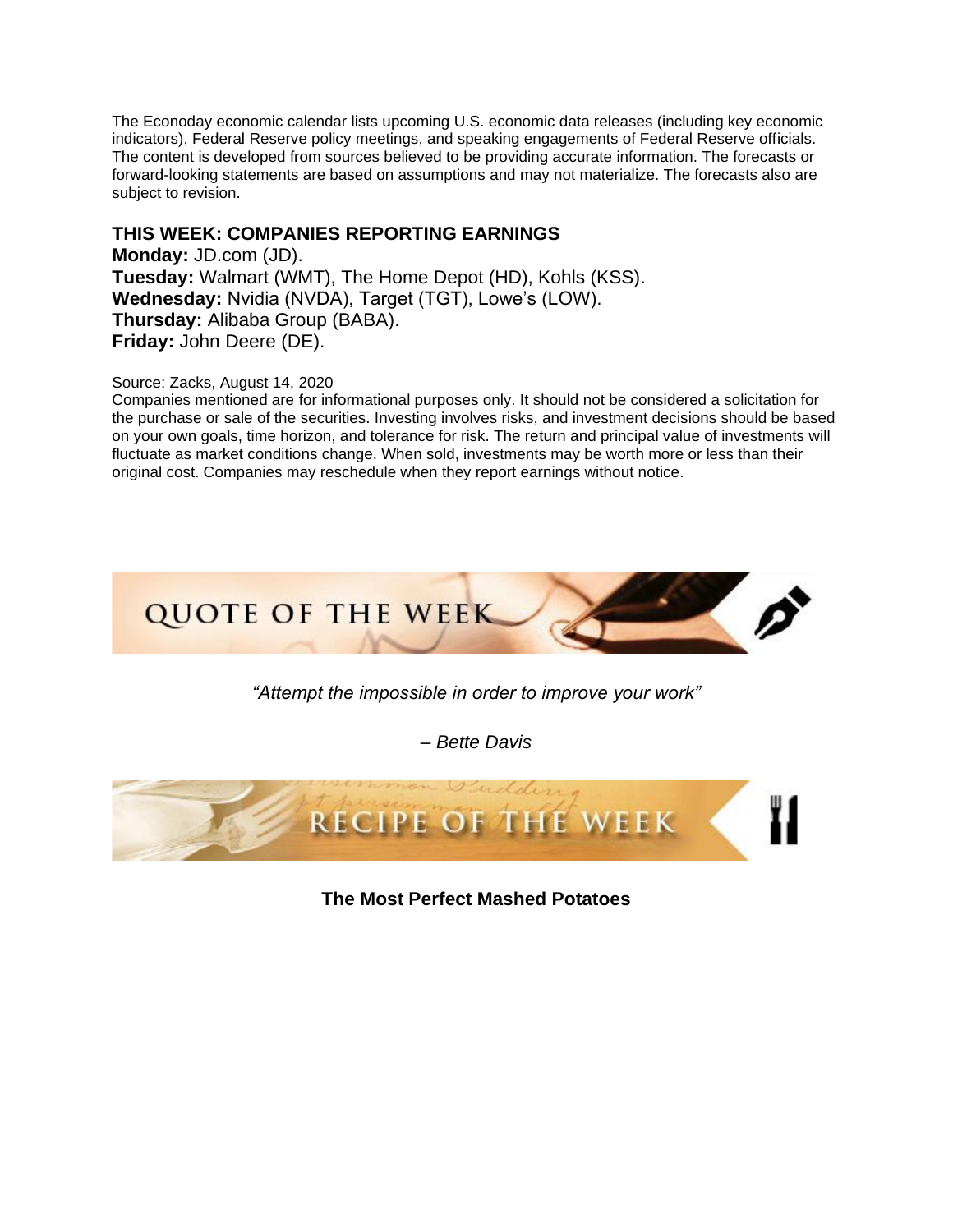The Econoday economic calendar lists upcoming U.S. economic data releases (including key economic indicators), Federal Reserve policy meetings, and speaking engagements of Federal Reserve officials. The content is developed from sources believed to be providing accurate information. The forecasts or forward-looking statements are based on assumptions and may not materialize. The forecasts also are subject to revision.

## THIS WEEK: COMPANIES REPORTING EARNINGS

**Monday:** JD.com (JD).
**Tuesday:** Walmart (WMT), The Home Depot (HD), Kohls (KSS).
**Wednesday:** Nvidia (NVDA), Target (TGT), Lowe's (LOW).
**Thursday:** Alibaba Group (BABA).
**Friday:** John Deere (DE).

Source: Zacks, August 14, 2020
Companies mentioned are for informational purposes only. It should not be considered a solicitation for the purchase or sale of the securities. Investing involves risks, and investment decisions should be based on your own goals, time horizon, and tolerance for risk. The return and principal value of investments will fluctuate as market conditions change. When sold, investments may be worth more or less than their original cost. Companies may reschedule when they report earnings without notice.

## QUOTE OF THE WEEK

*"Attempt the impossible in order to improve your work"*

*– Bette Davis*

## RECIPE OF THE WEEK

**The Most Perfect Mashed Potatoes**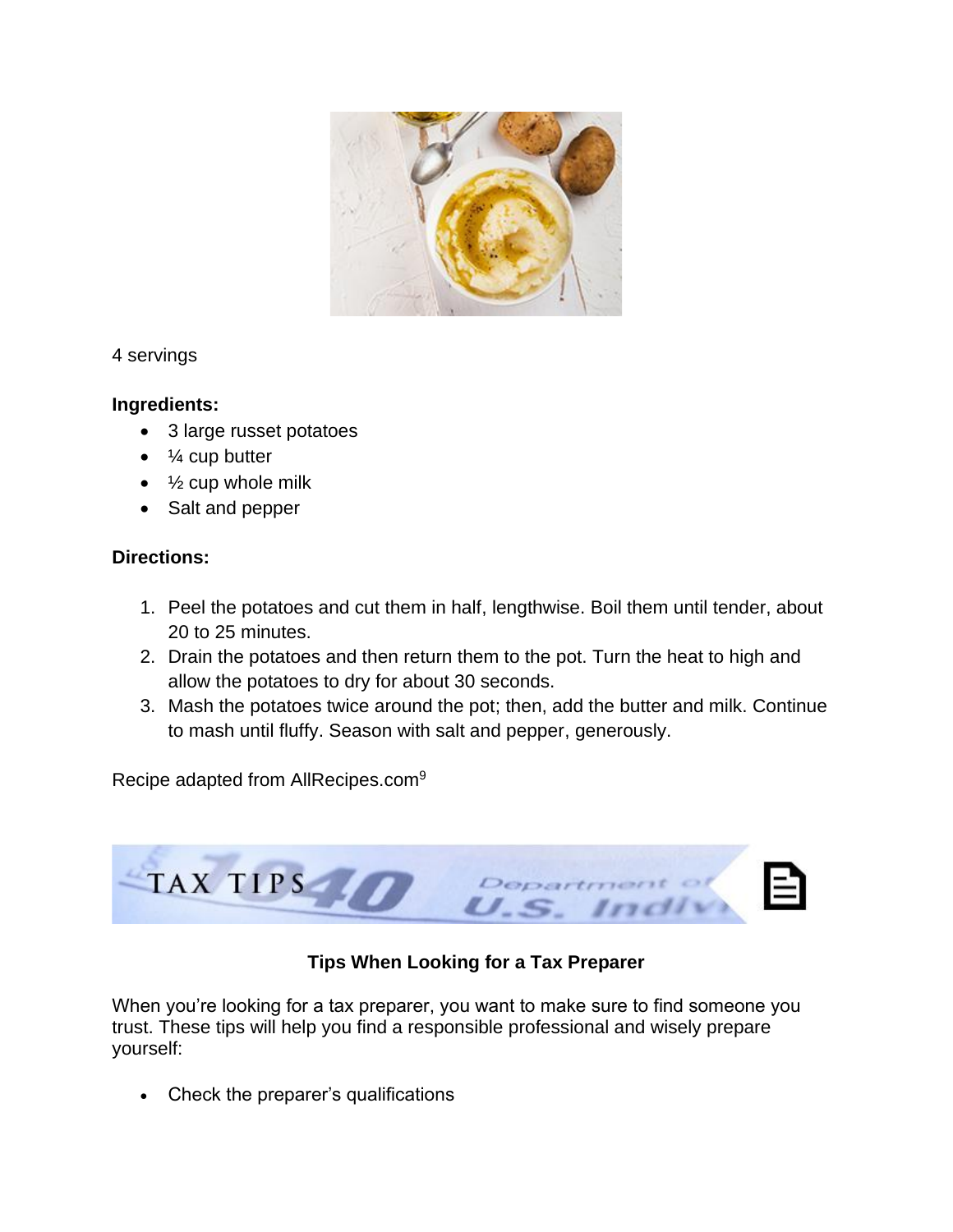4 servings

**Ingredients:**

- 3 large russet potatoes
- ¼ cup butter
- ½ cup whole milk
- Salt and pepper

**Directions:**

1. Peel the potatoes and cut them in half, lengthwise. Boil them until tender, about 20 to 25 minutes.
2. Drain the potatoes and then return them to the pot. Turn the heat to high and allow the potatoes to dry for about 30 seconds.
3. Mash the potatoes twice around the pot; then, add the butter and milk. Continue to mash until fluffy. Season with salt and pepper, generously.

Recipe adapted from AllRecipes.com[9]

TAX TIPS

**Tips When Looking for a Tax Preparer**

When you're looking for a tax preparer, you want to make sure to find someone you trust. These tips will help you find a responsible professional and wisely prepare yourself:

- Check the preparer's qualifications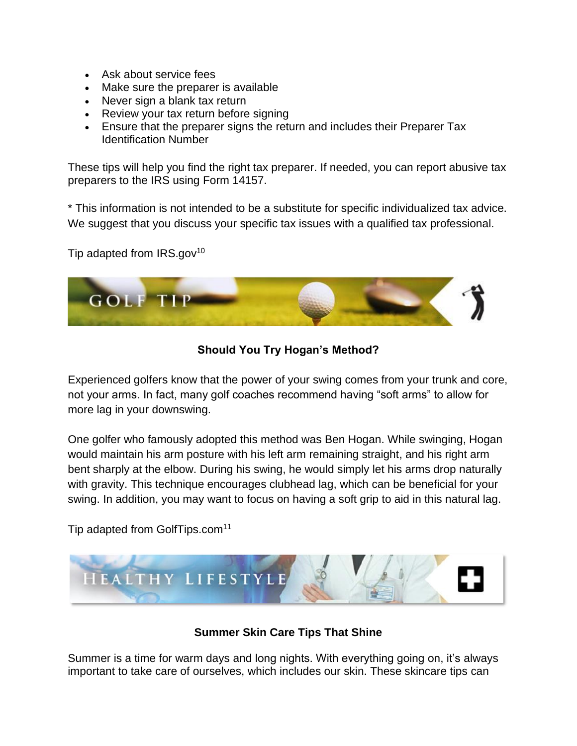- Ask about service fees
- Make sure the preparer is available
- Never sign a blank tax return
- Review your tax return before signing
- Ensure that the preparer signs the return and includes their Preparer Tax Identification Number

These tips will help you find the right tax preparer. If needed, you can report abusive tax preparers to the IRS using Form 14157.

* This information is not intended to be a substitute for specific individualized tax advice. We suggest that you discuss your specific tax issues with a qualified tax professional.

Tip adapted from IRS.gov[10]

GOLF TIP

**Should You Try Hogan's Method?**

Experienced golfers know that the power of your swing comes from your trunk and core, not your arms. In fact, many golf coaches recommend having "soft arms" to allow for more lag in your downswing.

One golfer who famously adopted this method was Ben Hogan. While swinging, Hogan would maintain his arm posture with his left arm remaining straight, and his right arm bent sharply at the elbow. During his swing, he would simply let his arms drop naturally with gravity. This technique encourages clubhead lag, which can be beneficial for your swing. In addition, you may want to focus on having a soft grip to aid in this natural lag.

Tip adapted from GolfTips.com[11]

HEALTHY LIFESTYLE

**Summer Skin Care Tips That Shine**

Summer is a time for warm days and long nights. With everything going on, it's always important to take care of ourselves, which includes our skin. These skincare tips can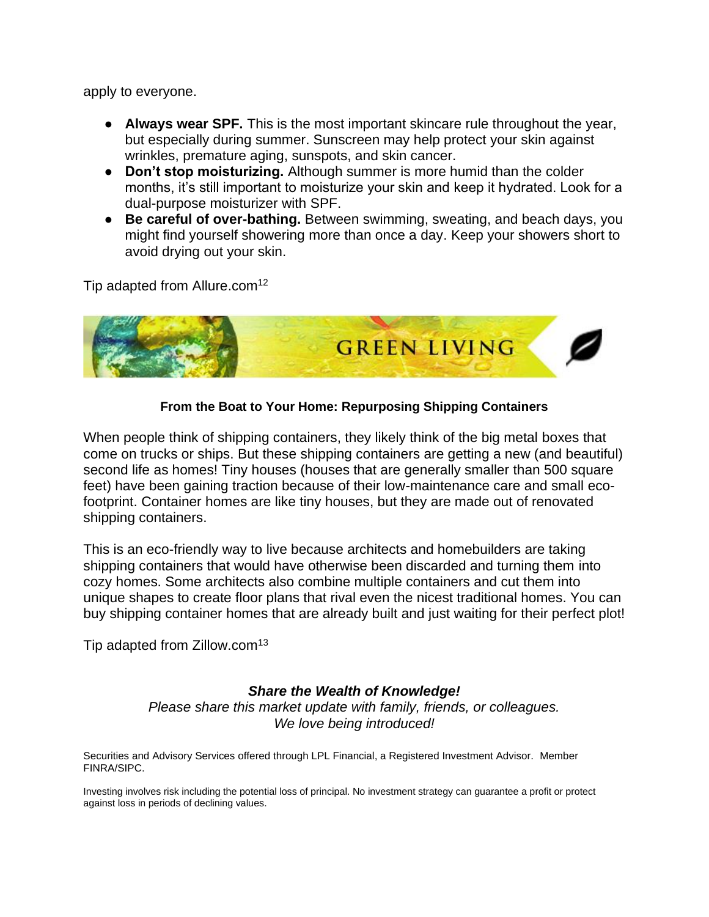apply to everyone.

- **Always wear SPF.** This is the most important skincare rule throughout the year, but especially during summer. Sunscreen may help protect your skin against wrinkles, premature aging, sunspots, and skin cancer.
- **Don't stop moisturizing.** Although summer is more humid than the colder months, it's still important to moisturize your skin and keep it hydrated. Look for a dual-purpose moisturizer with SPF.
- **Be careful of over-bathing.** Between swimming, sweating, and beach days, you might find yourself showering more than once a day. Keep your showers short to avoid drying out your skin.

Tip adapted from Allure.com[12]

## GREEN LIVING

**From the Boat to Your Home: Repurposing Shipping Containers**

When people think of shipping containers, they likely think of the big metal boxes that come on trucks or ships. But these shipping containers are getting a new (and beautiful) second life as homes! Tiny houses (houses that are generally smaller than 500 square feet) have been gaining traction because of their low-maintenance care and small eco-footprint. Container homes are like tiny houses, but they are made out of renovated shipping containers.

This is an eco-friendly way to live because architects and homebuilders are taking shipping containers that would have otherwise been discarded and turning them into cozy homes. Some architects also combine multiple containers and cut them into unique shapes to create floor plans that rival even the nicest traditional homes. You can buy shipping container homes that are already built and just waiting for their perfect plot!

Tip adapted from Zillow.com[13]

***Share the Wealth of Knowledge!***
*Please share this market update with family, friends, or colleagues.*
*We love being introduced!*

Securities and Advisory Services offered through LPL Financial, a Registered Investment Advisor. Member FINRA/SIPC.

Investing involves risk including the potential loss of principal. No investment strategy can guarantee a profit or protect against loss in periods of declining values.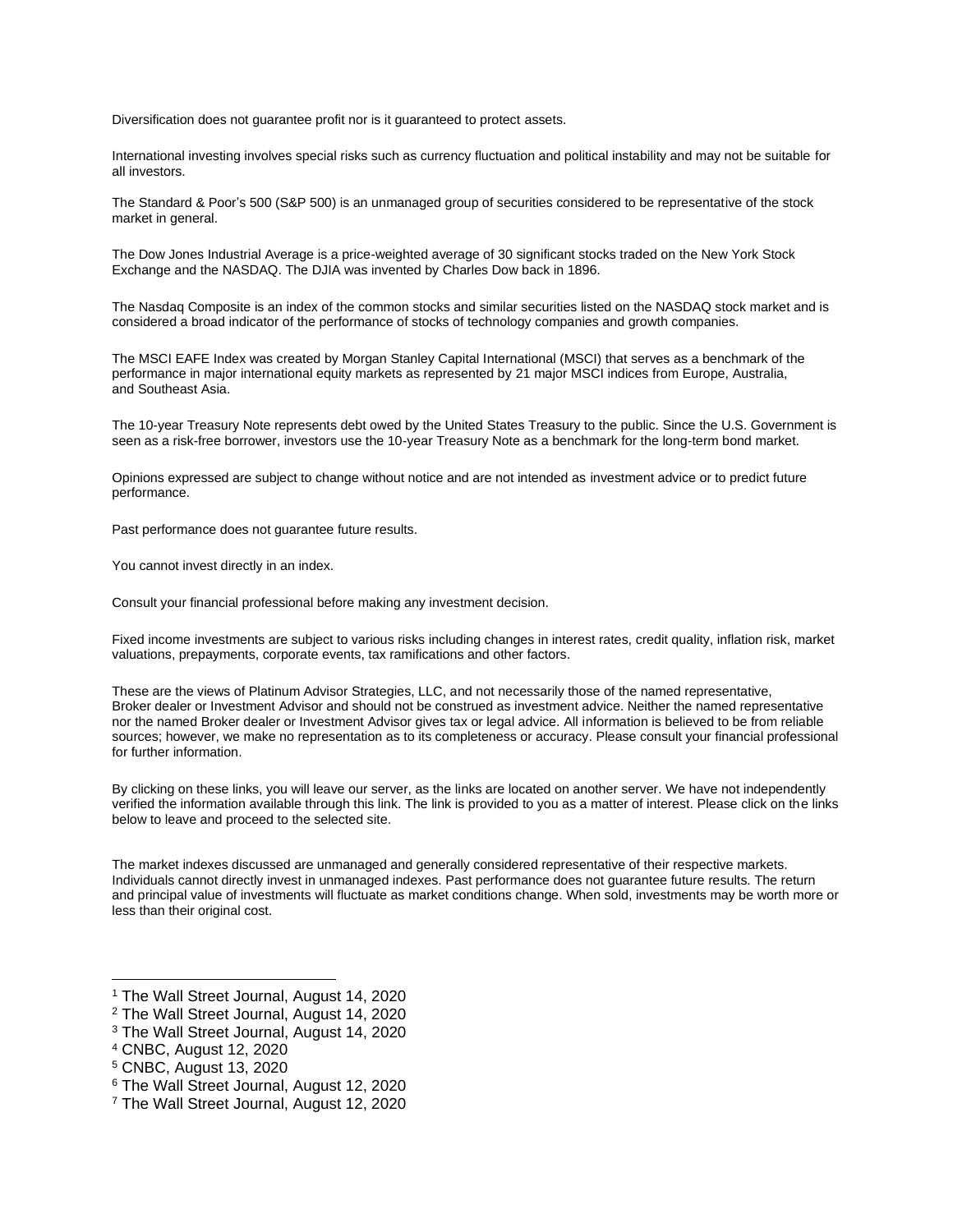Diversification does not guarantee profit nor is it guaranteed to protect assets.

International investing involves special risks such as currency fluctuation and political instability and may not be suitable for all investors.

The Standard & Poor's 500 (S&P 500) is an unmanaged group of securities considered to be representative of the stock market in general.

The Dow Jones Industrial Average is a price-weighted average of 30 significant stocks traded on the New York Stock Exchange and the NASDAQ. The DJIA was invented by Charles Dow back in 1896.

The Nasdaq Composite is an index of the common stocks and similar securities listed on the NASDAQ stock market and is considered a broad indicator of the performance of stocks of technology companies and growth companies.

The MSCI EAFE Index was created by Morgan Stanley Capital International (MSCI) that serves as a benchmark of the performance in major international equity markets as represented by 21 major MSCI indices from Europe, Australia, and Southeast Asia.

The 10-year Treasury Note represents debt owed by the United States Treasury to the public. Since the U.S. Government is seen as a risk-free borrower, investors use the 10-year Treasury Note as a benchmark for the long-term bond market.

Opinions expressed are subject to change without notice and are not intended as investment advice or to predict future performance.

Past performance does not guarantee future results.

You cannot invest directly in an index.

Consult your financial professional before making any investment decision.

Fixed income investments are subject to various risks including changes in interest rates, credit quality, inflation risk, market valuations, prepayments, corporate events, tax ramifications and other factors.

These are the views of Platinum Advisor Strategies, LLC, and not necessarily those of the named representative, Broker dealer or Investment Advisor and should not be construed as investment advice. Neither the named representative nor the named Broker dealer or Investment Advisor gives tax or legal advice. All information is believed to be from reliable sources; however, we make no representation as to its completeness or accuracy. Please consult your financial professional for further information.

By clicking on these links, you will leave our server, as the links are located on another server. We have not independently verified the information available through this link. The link is provided to you as a matter of interest. Please click on the links below to leave and proceed to the selected site.

The market indexes discussed are unmanaged and generally considered representative of their respective markets. Individuals cannot directly invest in unmanaged indexes. Past performance does not guarantee future results. The return and principal value of investments will fluctuate as market conditions change. When sold, investments may be worth more or less than their original cost.

---

[1] The Wall Street Journal, August 14, 2020
[2] The Wall Street Journal, August 14, 2020
[3] The Wall Street Journal, August 14, 2020
[4] CNBC, August 12, 2020
[5] CNBC, August 13, 2020
[6] The Wall Street Journal, August 12, 2020
[7] The Wall Street Journal, August 12, 2020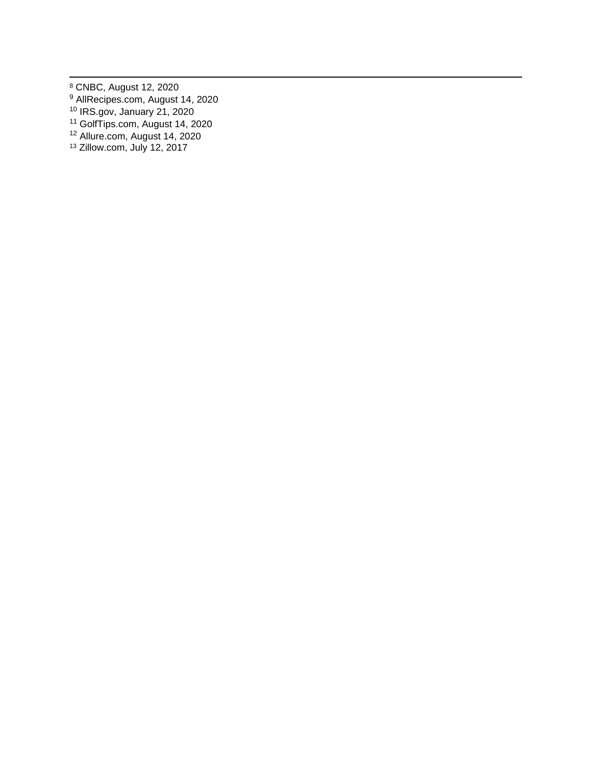[8] CNBC, August 12, 2020
[9] AllRecipes.com, August 14, 2020
[10] IRS.gov, January 21, 2020
[11] GolfTips.com, August 14, 2020
[12] Allure.com, August 14, 2020
[13] Zillow.com, July 12, 2017